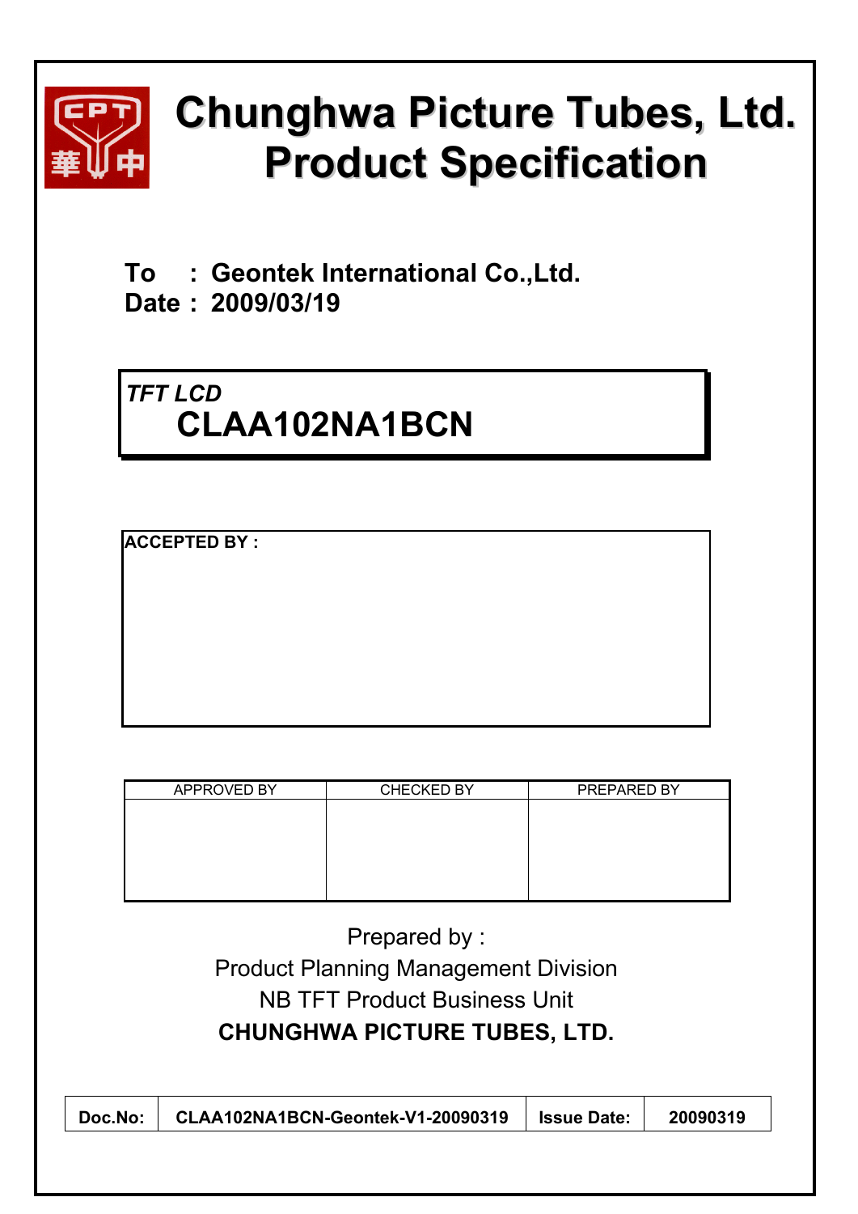# Chunghwa Picture Tubes, Ltd.
# Product Specification

**To : Geontek International Co.,Ltd.**
**Date : 2009/03/19**

***TFT LCD***
## CLAA102NA1BCN

**ACCEPTED BY :**

| APPROVED BY | CHECKED BY | PREPARED BY |
|---|---|---|
| | | |

Prepared by :
Product Planning Management Division
NB TFT Product Business Unit
**CHUNGHWA PICTURE TUBES, LTD.**

| **Doc.No:** | **CLAA102NA1BCN-Geontek-V1-20090319** | **Issue Date:** | **20090319** |
|---|---|---|---|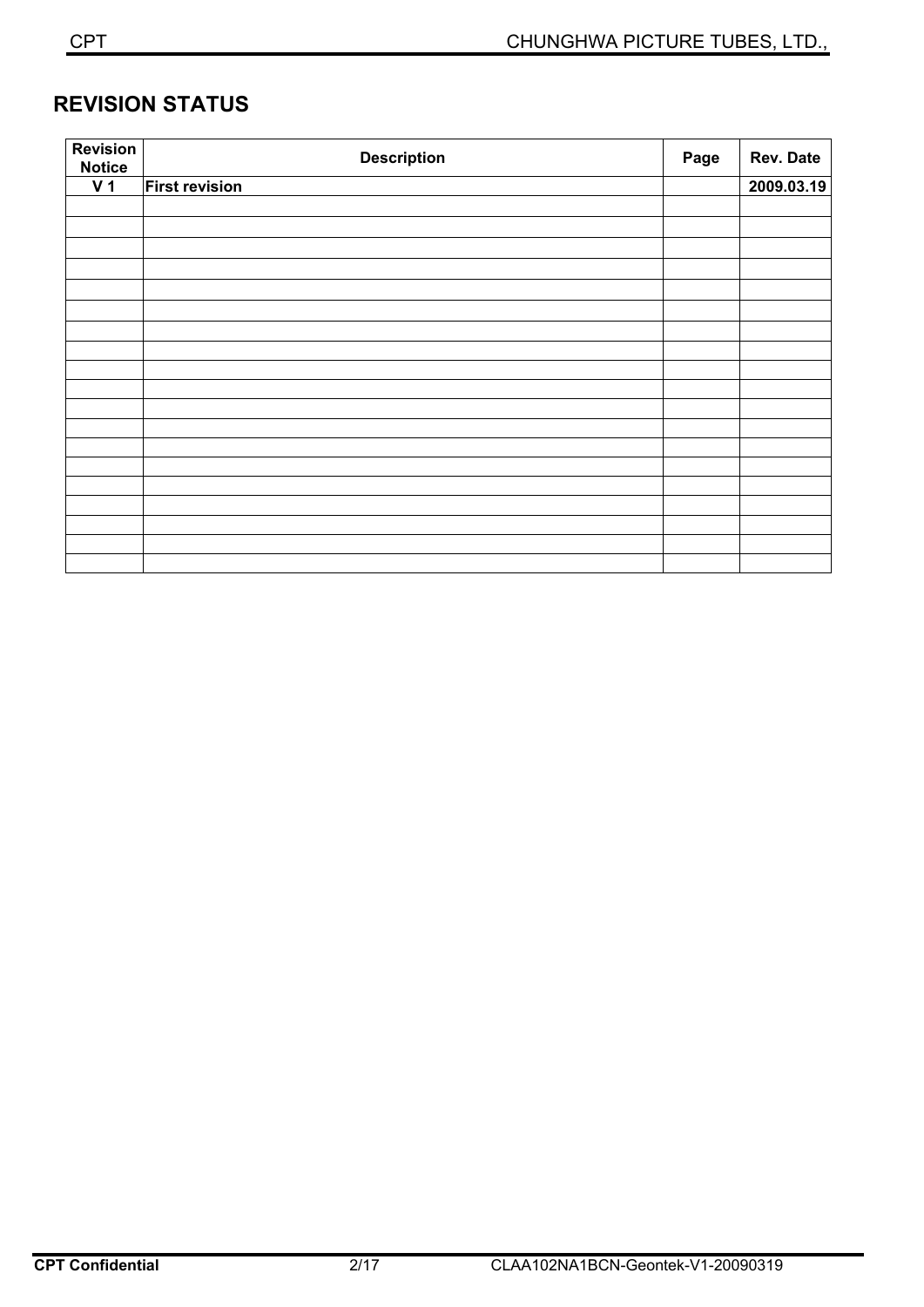## REVISION STATUS

| Revision Notice | Description | Page | Rev. Date |
|---|---|---|---|
| V 1 | **First revision** | | 2009.03.19 |
| | | | |
| | | | |
| | | | |
| | | | |
| | | | |
| | | | |
| | | | |
| | | | |
| | | | |
| | | | |
| | | | |
| | | | |
| | | | |
| | | | |
| | | | |
| | | | |
| | | | |
| | | | |
| | | | |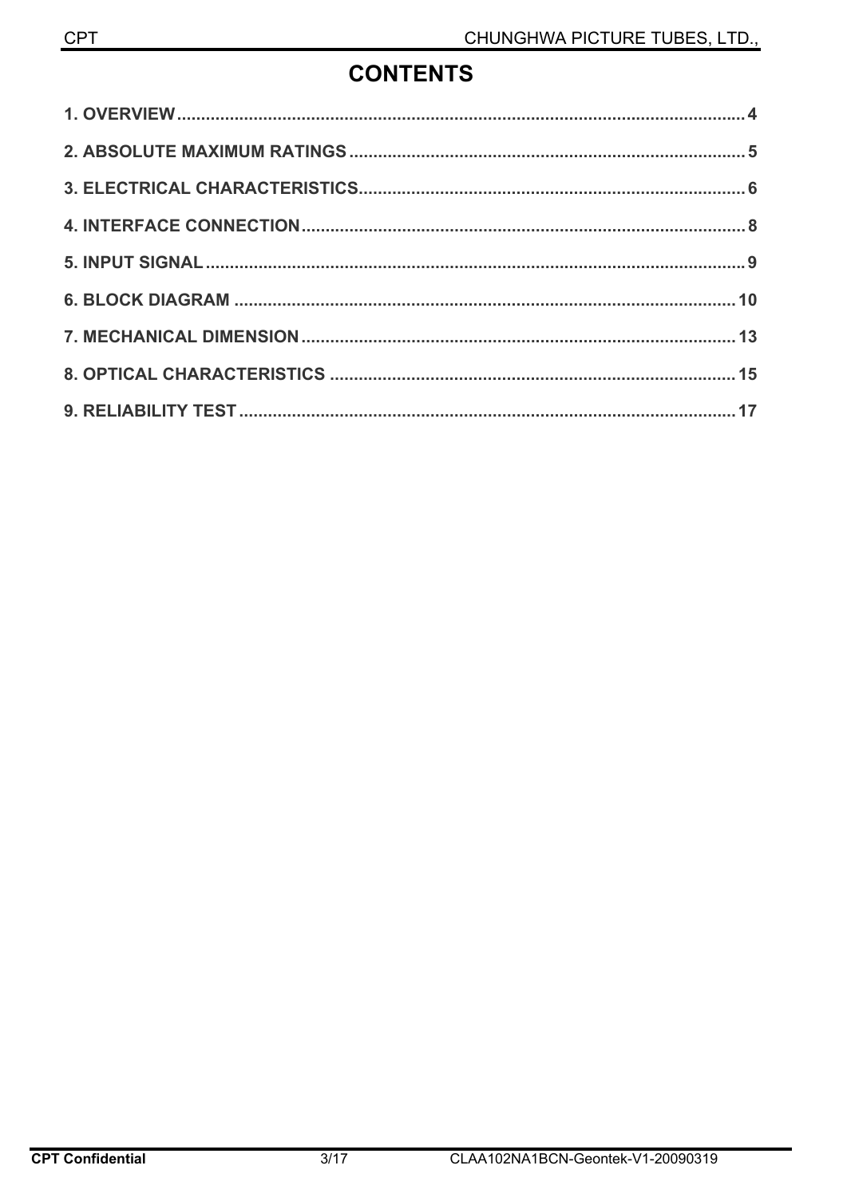# CONTENTS

**1. OVERVIEW** ........................................................................................................ **4**

**2. ABSOLUTE MAXIMUM RATINGS** ................................................................................ **5**

**3. ELECTRICAL CHARACTERISTICS** .............................................................................. **6**

**4. INTERFACE CONNECTION** .......................................................................................... **8**

**5. INPUT SIGNAL** ............................................................................................................ **9**

**6. BLOCK DIAGRAM** ....................................................................................................... **10**

**7. MECHANICAL DIMENSION** ......................................................................................... **13**

**8. OPTICAL CHARACTERISTICS** ................................................................................... **15**

**9. RELIABILITY TEST** ..................................................................................................... **17**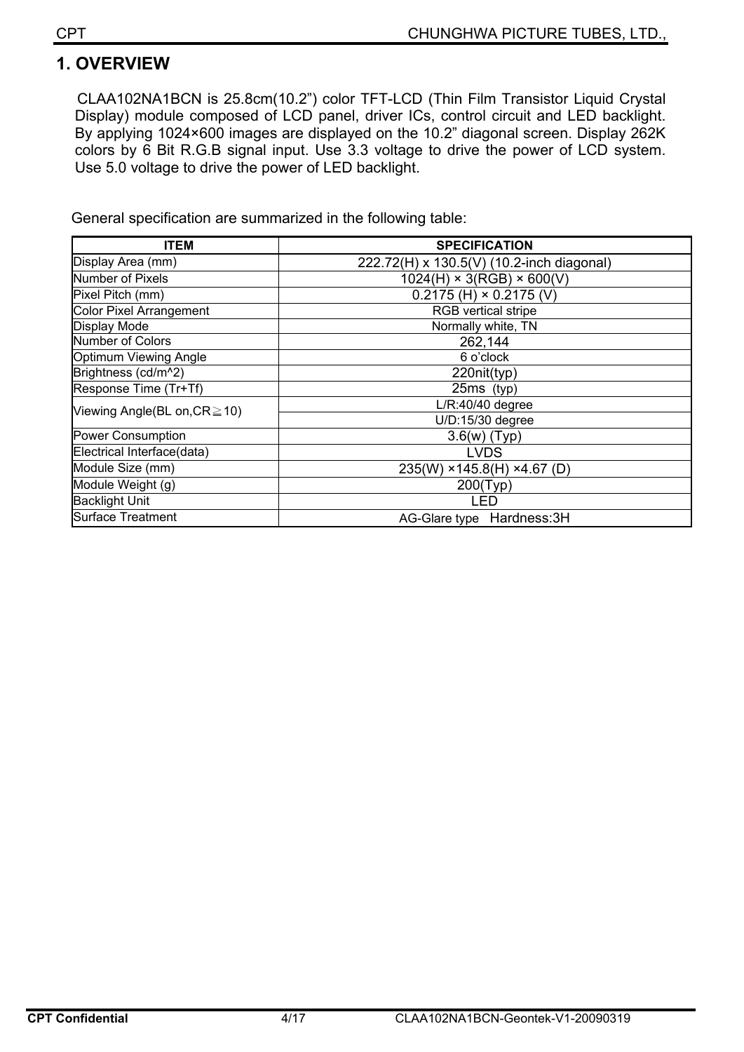## 1. OVERVIEW

CLAA102NA1BCN is 25.8cm(10.2”) color TFT-LCD (Thin Film Transistor Liquid Crystal Display) module composed of LCD panel, driver ICs, control circuit and LED backlight. By applying 1024×600 images are displayed on the 10.2” diagonal screen. Display 262K colors by 6 Bit R.G.B signal input. Use 3.3 voltage to drive the power of LCD system. Use 5.0 voltage to drive the power of LED backlight.

General specification are summarized in the following table:

| ITEM | SPECIFICATION |
|---|---|
| Display Area (mm) | 222.72(H) x 130.5(V) (10.2-inch diagonal) |
| Number of Pixels | 1024(H) × 3(RGB) × 600(V) |
| Pixel Pitch (mm) | 0.2175 (H) × 0.2175 (V) |
| Color Pixel Arrangement | RGB vertical stripe |
| Display Mode | Normally white, TN |
| Number of Colors | 262,144 |
| Optimum Viewing Angle | 6 o’clock |
| Brightness (cd/m^2) | 220nit(typ) |
| Response Time (Tr+Tf) | 25ms (typ) |
| Viewing Angle(BL on,CR≧10) | L/R:40/40 degree |
| | U/D:15/30 degree |
| Power Consumption | 3.6(w) (Typ) |
| Electrical Interface(data) | LVDS |
| Module Size (mm) | 235(W) ×145.8(H) ×4.67 (D) |
| Module Weight (g) | 200(Typ) |
| Backlight Unit | LED |
| Surface Treatment | AG-Glare type Hardness:3H |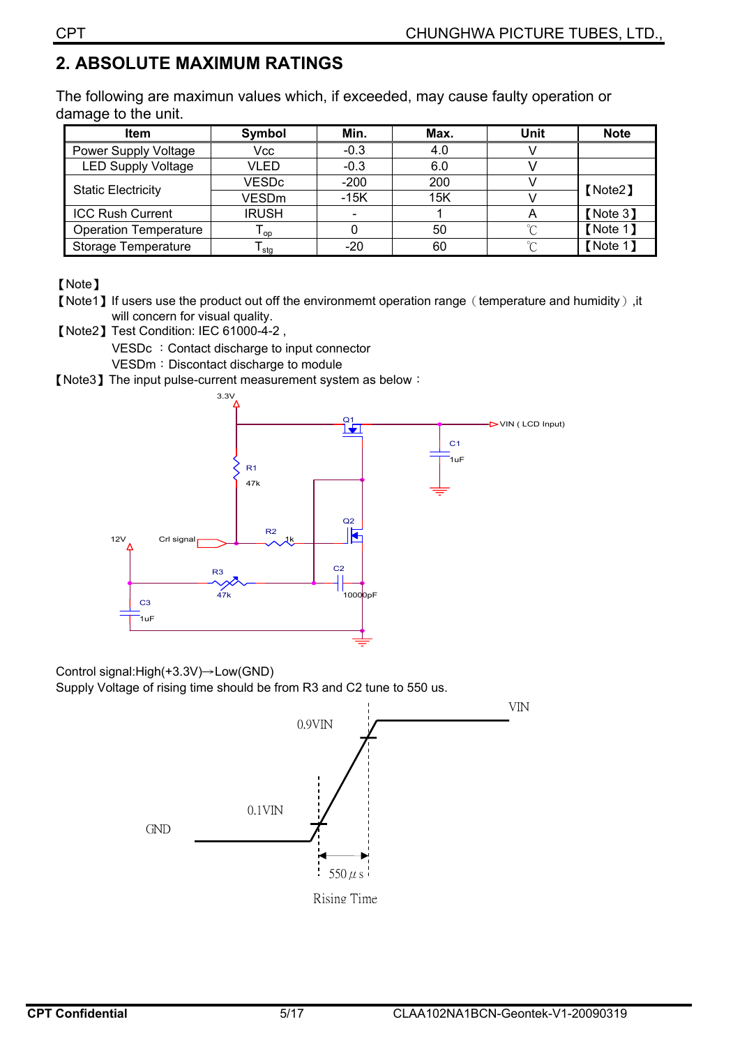## 2. ABSOLUTE MAXIMUM RATINGS

The following are maximun values which, if exceeded, may cause faulty operation or damage to the unit.

| Item | Symbol | Min. | Max. | Unit | Note |
|---|---|---|---|---|---|
| Power Supply Voltage | Vcc | -0.3 | 4.0 | V | |
| LED Supply Voltage | VLED | -0.3 | 6.0 | V | |
| Static Electricity | VESDc | -200 | 200 | V | 【Note2】 |
| | VESDm | -15K | 15K | V | |
| ICC Rush Current | IRUSH | - | 1 | A | 【Note 3】 |
| Operation Temperature | $T_{op}$ | 0 | 50 | ℃ | 【Note 1】 |
| Storage Temperature | $T_{stg}$ | -20 | 60 | ℃ | 【Note 1】 |

【Note】

【Note1】If users use the product out off the environmemt operation range（temperature and humidity）,it will concern for visual quality.

【Note2】Test Condition: IEC 61000-4-2 ,

VESDc ：Contact discharge to input connector

VESDm：Discontact discharge to module

【Note3】The input pulse-current measurement system as below：

Control signal:High(+3.3V)→Low(GND)

Supply Voltage of rising time should be from R3 and C2 tune to 550 us.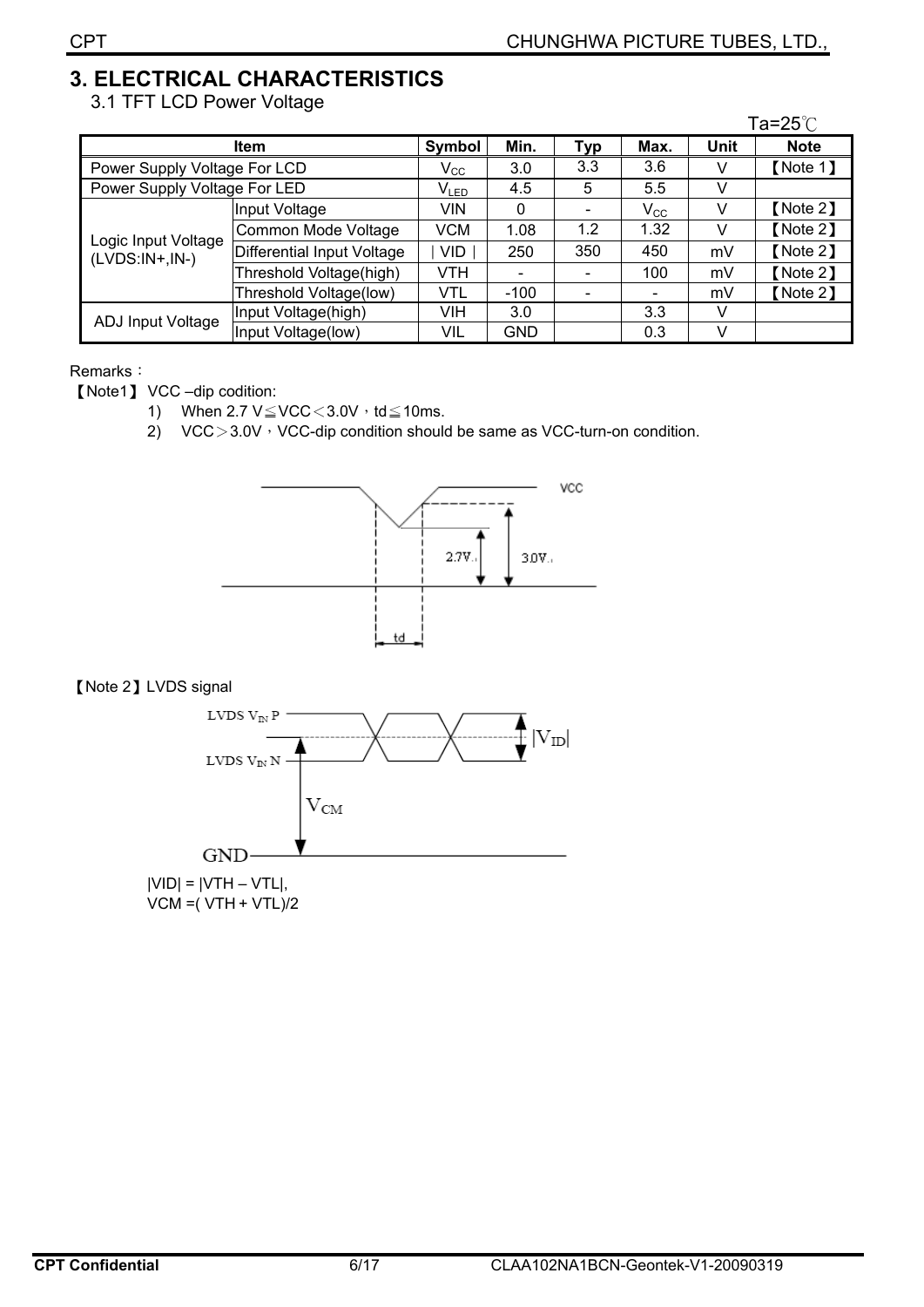# 3. ELECTRICAL CHARACTERISTICS

## 3.1 TFT LCD Power Voltage

Ta=25℃

| Item | | Symbol | Min. | Typ | Max. | Unit | Note |
|---|---|---|---|---|---|---|---|
| Power Supply Voltage For LCD | | $V_{CC}$ | 3.0 | 3.3 | 3.6 | V | 【Note 1】 |
| Power Supply Voltage For LED | | $V_{LED}$ | 4.5 | 5 | 5.5 | V | |
| Logic Input Voltage (LVDS:IN+,IN-) | Input Voltage | VIN | 0 | - | $V_{CC}$ | V | 【Note 2】 |
| | Common Mode Voltage | VCM | 1.08 | 1.2 | 1.32 | V | 【Note 2】 |
| | Differential Input Voltage | \|VID\| | 250 | 350 | 450 | mV | 【Note 2】 |
| | Threshold Voltage(high) | VTH | - | - | 100 | mV | 【Note 2】 |
| | Threshold Voltage(low) | VTL | -100 | - | - | mV | 【Note 2】 |
| ADJ Input Voltage | Input Voltage(high) | VIH | 3.0 | | 3.3 | V | |
| | Input Voltage(low) | VIL | GND | | 0.3 | V | |

Remarks：

【Note1】 VCC –dip codition:

1) When 2.7 V≦VCC＜3.0V，td≦10ms.
2) VCC＞3.0V，VCC-dip condition should be same as VCC-turn-on condition.

【Note 2】LVDS signal

|VID| = |VTH – VTL|,
VCM =( VTH + VTL)/2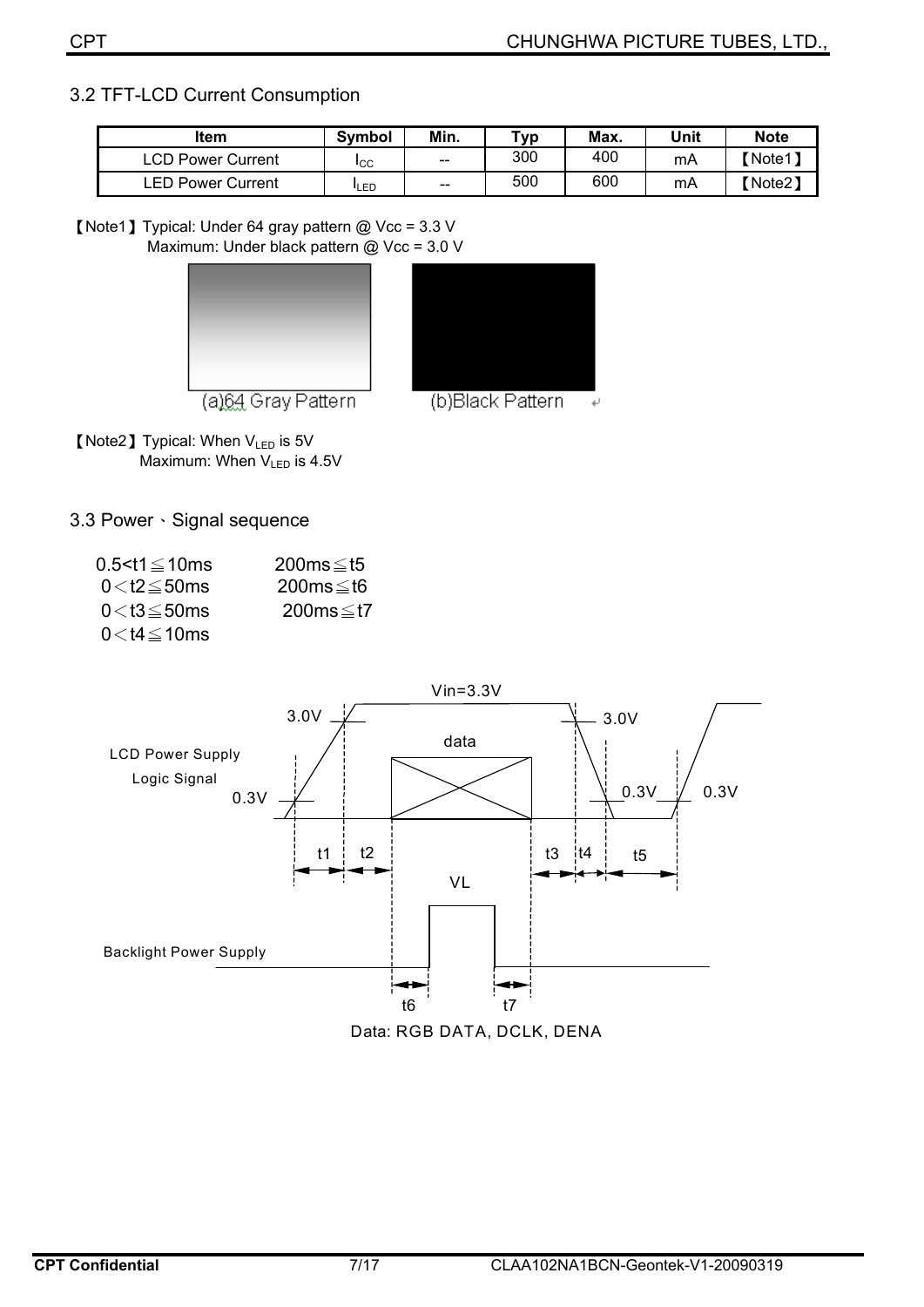## 3.2 TFT-LCD Current Consumption

| Item | Symbol | Min. | Typ | Max. | Unit | Note |
|---|---|---|---|---|---|---|
| LCD Power Current | $I_{CC}$ | -- | 300 | 400 | mA | 【Note1】 |
| LED Power Current | $I_{LED}$ | -- | 500 | 600 | mA | 【Note2】 |

【Note1】Typical: Under 64 gray pattern @ Vcc = 3.3 V
Maximum: Under black pattern @ Vcc = 3.0 V

(a)64 Gray Pattern (b)Black Pattern

【Note2】Typical: When $V_{LED}$ is 5V
Maximum: When $V_{LED}$ is 4.5V

## 3.3 Power、Signal sequence

| | |
|---|---|
| 0.5<t1≦10ms | 200ms≦t5 |
| 0＜t2≦50ms | 200ms≦t6 |
| 0＜t3≦50ms | 200ms≦t7 |
| 0＜t4≦10ms | |

Data: RGB DATA, DCLK, DENA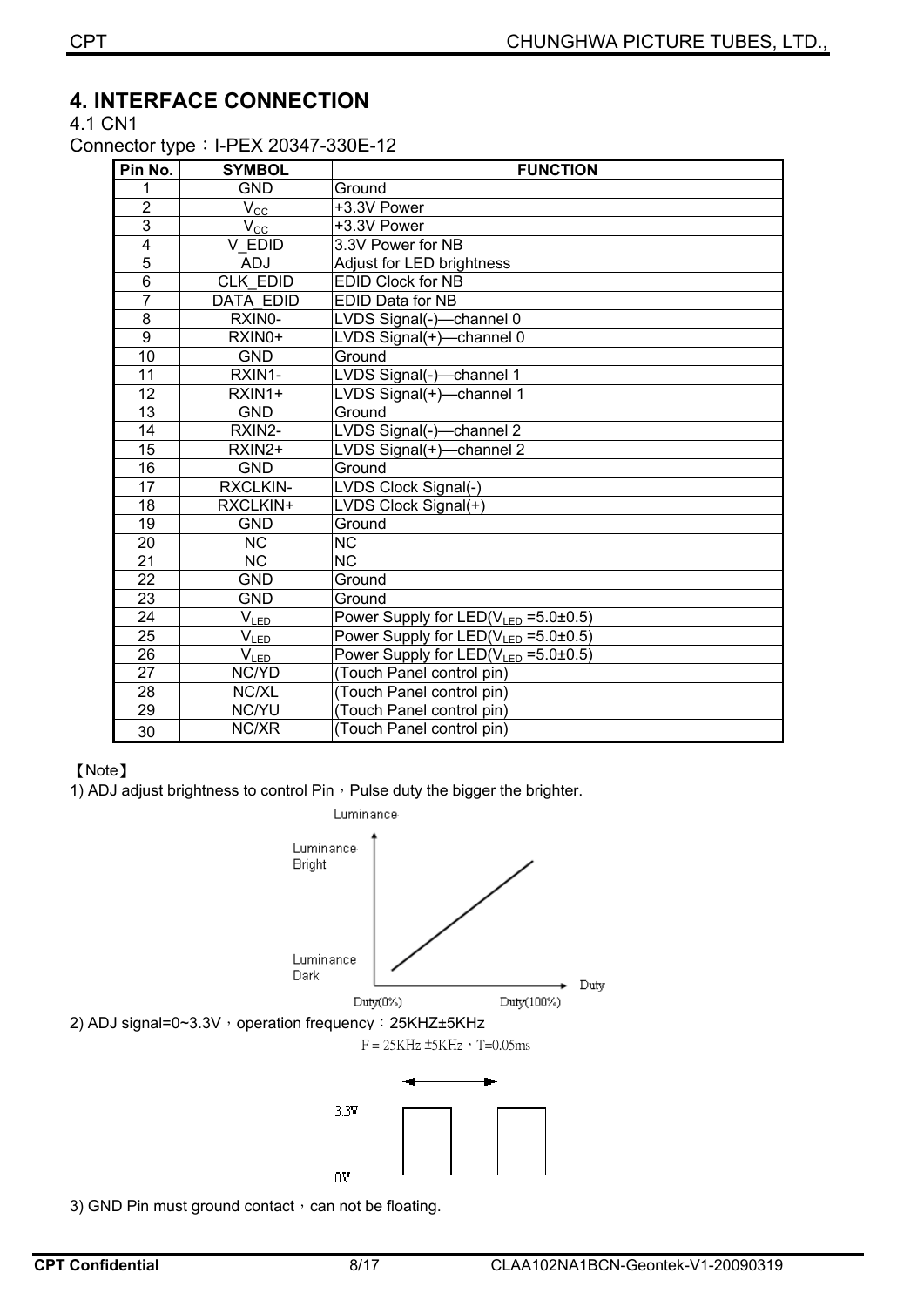# 4. INTERFACE CONNECTION

4.1 CN1

Connector type：I-PEX 20347-330E-12

| Pin No. | SYMBOL | FUNCTION |
|---|---|---|
| 1 | GND | Ground |
| 2 | $V_{CC}$ | +3.3V Power |
| 3 | $V_{CC}$ | +3.3V Power |
| 4 | V_EDID | 3.3V Power for NB |
| 5 | ADJ | Adjust for LED brightness |
| 6 | CLK_EDID | EDID Clock for NB |
| 7 | DATA_EDID | EDID Data for NB |
| 8 | RXIN0- | LVDS Signal(-)—channel 0 |
| 9 | RXIN0+ | LVDS Signal(+)—channel 0 |
| 10 | GND | Ground |
| 11 | RXIN1- | LVDS Signal(-)—channel 1 |
| 12 | RXIN1+ | LVDS Signal(+)—channel 1 |
| 13 | GND | Ground |
| 14 | RXIN2- | LVDS Signal(-)—channel 2 |
| 15 | RXIN2+ | LVDS Signal(+)—channel 2 |
| 16 | GND | Ground |
| 17 | RXCLKIN- | LVDS Clock Signal(-) |
| 18 | RXCLKIN+ | LVDS Clock Signal(+) |
| 19 | GND | Ground |
| 20 | NC | NC |
| 21 | NC | NC |
| 22 | GND | Ground |
| 23 | GND | Ground |
| 24 | $V_{LED}$ | Power Supply for LED($V_{LED}$ =5.0±0.5) |
| 25 | $V_{LED}$ | Power Supply for LED($V_{LED}$ =5.0±0.5) |
| 26 | $V_{LED}$ | Power Supply for LED($V_{LED}$ =5.0±0.5) |
| 27 | NC/YD | (Touch Panel control pin) |
| 28 | NC/XL | (Touch Panel control pin) |
| 29 | NC/YU | (Touch Panel control pin) |
| 30 | NC/XR | (Touch Panel control pin) |

【Note】

1) ADJ adjust brightness to control Pin，Pulse duty the bigger the brighter.

Luminance

Luminance Bright

Luminance Dark

Duty(0%) Duty(100%) Duty

2) ADJ signal=0~3.3V，operation frequency：25KHZ±5KHz

F = 25KHz ±5KHz，T=0.05ms

3.3V

0V

3) GND Pin must ground contact，can not be floating.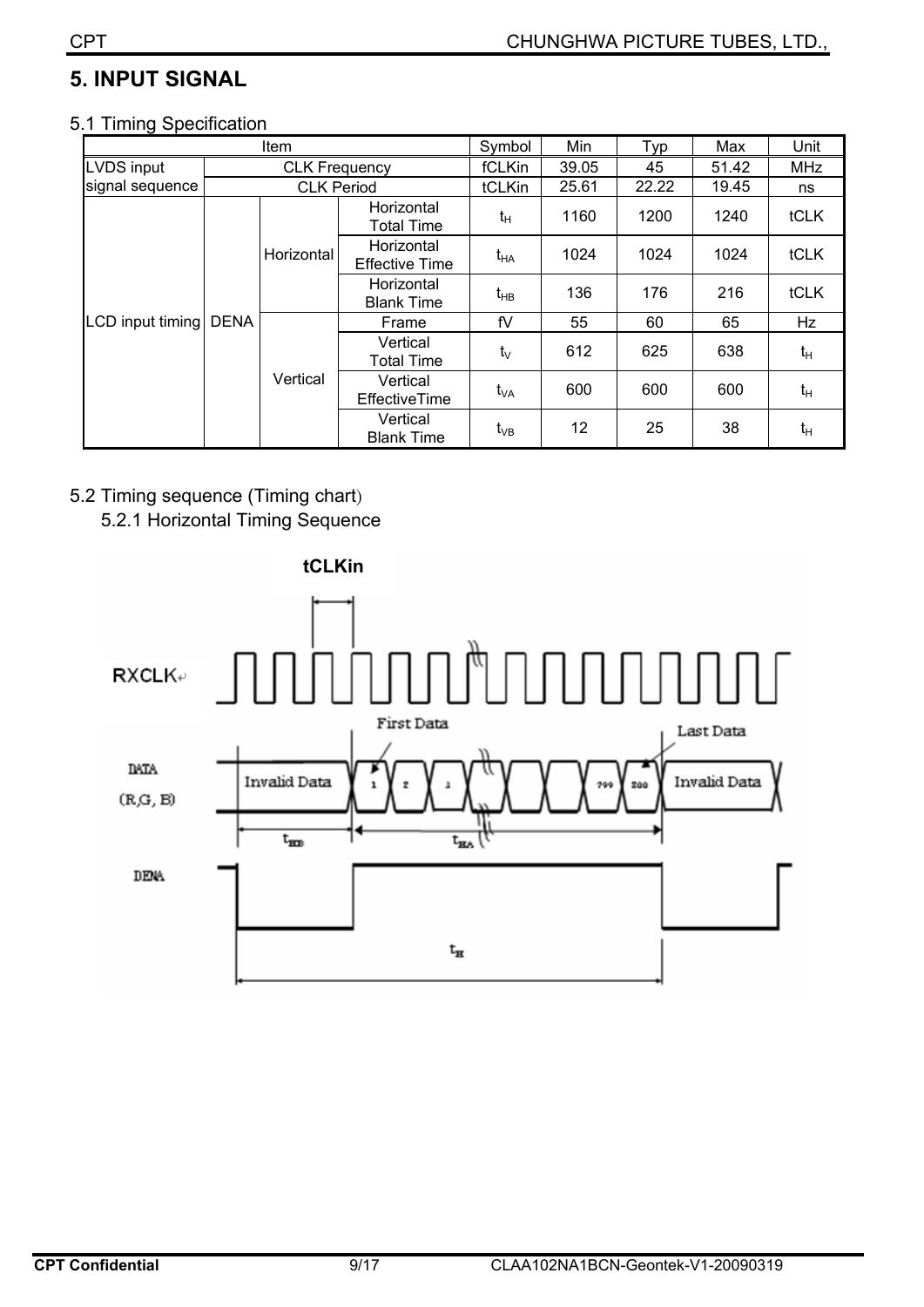# 5. INPUT SIGNAL

## 5.1 Timing Specification

| Item | | | | Symbol | Min | Typ | Max | Unit |
|---|---|---|---|---|---|---|---|---|
| LVDS input signal sequence | CLK Frequency | | | fCLKin | 39.05 | 45 | 51.42 | MHz |
| | CLK Period | | | tCLKin | 25.61 | 22.22 | 19.45 | ns |
| LCD input timing | DENA | Horizontal | Horizontal Total Time | $t_H$ | 1160 | 1200 | 1240 | tCLK |
| | | | Horizontal Effective Time | $t_{HA}$ | 1024 | 1024 | 1024 | tCLK |
| | | | Horizontal Blank Time | $t_{HB}$ | 136 | 176 | 216 | tCLK |
| | | Vertical | Frame | fV | 55 | 60 | 65 | Hz |
| | | | Vertical Total Time | $t_V$ | 612 | 625 | 638 | $t_H$ |
| | | | Vertical EffectiveTime | $t_{VA}$ | 600 | 600 | 600 | $t_H$ |
| | | | Vertical Blank Time | $t_{VB}$ | 12 | 25 | 38 | $t_H$ |

## 5.2 Timing sequence (Timing chart)

### 5.2.1 Horizontal Timing Sequence

tCLKin

RXCLK

First Data

Last Data

DATA (R,G, B)

Invalid Data | 1 | 2 | 3 | 799 | 800 | Invalid Data

$t_{HB}$ $t_{HA}$

DENA

$t_H$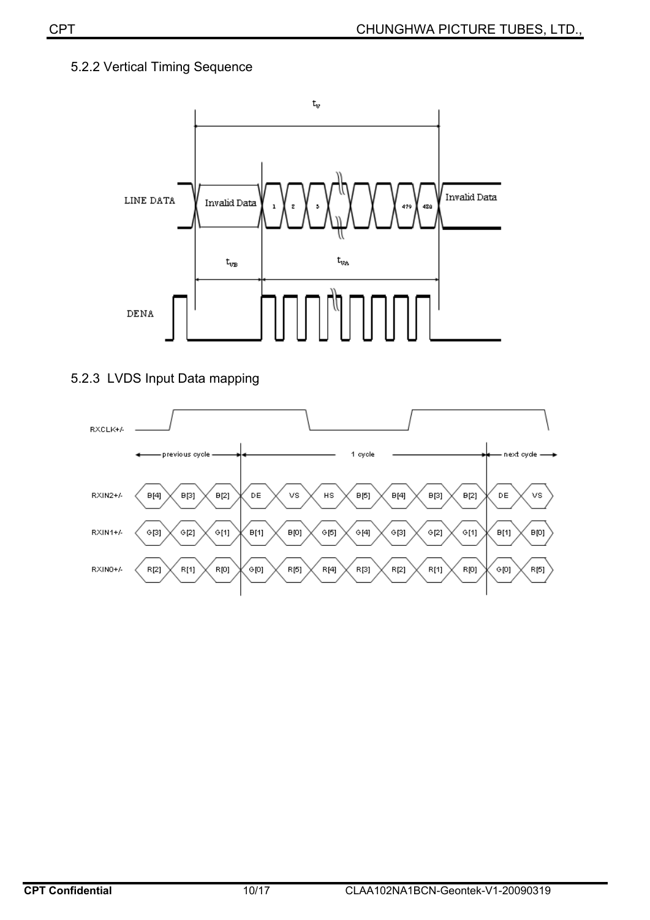### 5.2.2 Vertical Timing Sequence

### 5.2.3 LVDS Input Data mapping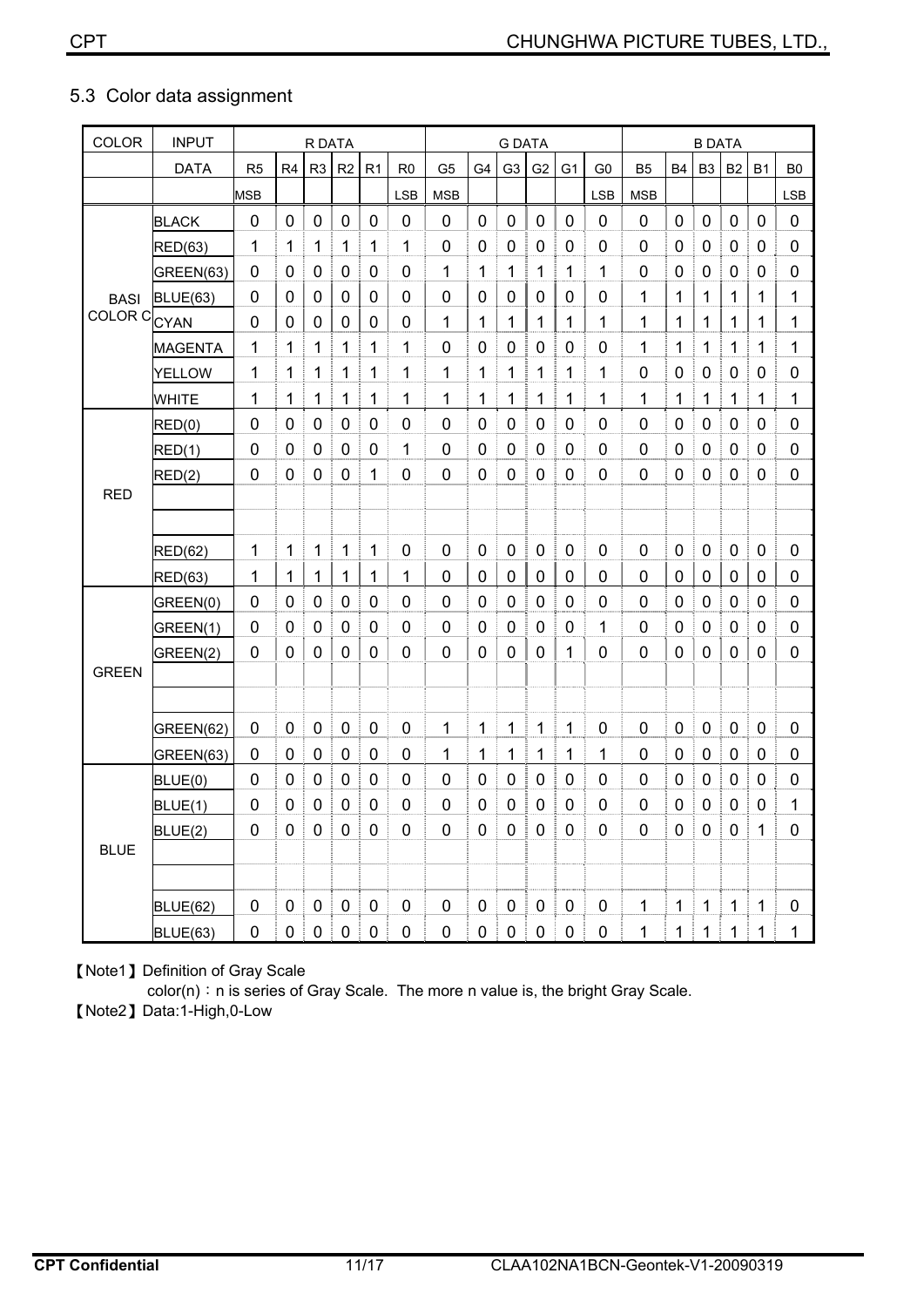## 5.3 Color data assignment

| COLOR | INPUT | R DATA | | | | | | G DATA | | | | | | B DATA | | | | | |
|---|---|---|---|---|---|---|---|---|---|---|---|---|---|---|---|---|---|---|---|
| | DATA | R5 | R4 | R3 | R2 | R1 | R0 | G5 | G4 | G3 | G2 | G1 | G0 | B5 | B4 | B3 | B2 | B1 | B0 |
| | | MSB | | | | | LSB | MSB | | | | | LSB | MSB | | | | | LSB |
| BASI COLOR C | BLACK | 0 | 0 | 0 | 0 | 0 | 0 | 0 | 0 | 0 | 0 | 0 | 0 | 0 | 0 | 0 | 0 | 0 | 0 |
| | RED(63) | 1 | 1 | 1 | 1 | 1 | 1 | 0 | 0 | 0 | 0 | 0 | 0 | 0 | 0 | 0 | 0 | 0 | 0 |
| | GREEN(63) | 0 | 0 | 0 | 0 | 0 | 0 | 1 | 1 | 1 | 1 | 1 | 1 | 0 | 0 | 0 | 0 | 0 | 0 |
| | BLUE(63) | 0 | 0 | 0 | 0 | 0 | 0 | 0 | 0 | 0 | 0 | 0 | 0 | 1 | 1 | 1 | 1 | 1 | 1 |
| | CYAN | 0 | 0 | 0 | 0 | 0 | 0 | 1 | 1 | 1 | 1 | 1 | 1 | 1 | 1 | 1 | 1 | 1 | 1 |
| | MAGENTA | 1 | 1 | 1 | 1 | 1 | 1 | 0 | 0 | 0 | 0 | 0 | 0 | 1 | 1 | 1 | 1 | 1 | 1 |
| | YELLOW | 1 | 1 | 1 | 1 | 1 | 1 | 1 | 1 | 1 | 1 | 1 | 1 | 0 | 0 | 0 | 0 | 0 | 0 |
| | WHITE | 1 | 1 | 1 | 1 | 1 | 1 | 1 | 1 | 1 | 1 | 1 | 1 | 1 | 1 | 1 | 1 | 1 | 1 |
| RED | RED(0) | 0 | 0 | 0 | 0 | 0 | 0 | 0 | 0 | 0 | 0 | 0 | 0 | 0 | 0 | 0 | 0 | 0 | 0 |
| | RED(1) | 0 | 0 | 0 | 0 | 0 | 1 | 0 | 0 | 0 | 0 | 0 | 0 | 0 | 0 | 0 | 0 | 0 | 0 |
| | RED(2) | 0 | 0 | 0 | 0 | 1 | 0 | 0 | 0 | 0 | 0 | 0 | 0 | 0 | 0 | 0 | 0 | 0 | 0 |
| | | | | | | | | | | | | | | | | | | | |
| | | | | | | | | | | | | | | | | | | | |
| | RED(62) | 1 | 1 | 1 | 1 | 1 | 0 | 0 | 0 | 0 | 0 | 0 | 0 | 0 | 0 | 0 | 0 | 0 | 0 |
| | RED(63) | 1 | 1 | 1 | 1 | 1 | 1 | 0 | 0 | 0 | 0 | 0 | 0 | 0 | 0 | 0 | 0 | 0 | 0 |
| GREEN | GREEN(0) | 0 | 0 | 0 | 0 | 0 | 0 | 0 | 0 | 0 | 0 | 0 | 0 | 0 | 0 | 0 | 0 | 0 | 0 |
| | GREEN(1) | 0 | 0 | 0 | 0 | 0 | 0 | 0 | 0 | 0 | 0 | 0 | 1 | 0 | 0 | 0 | 0 | 0 | 0 |
| | GREEN(2) | 0 | 0 | 0 | 0 | 0 | 0 | 0 | 0 | 0 | 0 | 1 | 0 | 0 | 0 | 0 | 0 | 0 | 0 |
| | | | | | | | | | | | | | | | | | | | |
| | | | | | | | | | | | | | | | | | | | |
| | GREEN(62) | 0 | 0 | 0 | 0 | 0 | 0 | 1 | 1 | 1 | 1 | 1 | 0 | 0 | 0 | 0 | 0 | 0 | 0 |
| | GREEN(63) | 0 | 0 | 0 | 0 | 0 | 0 | 1 | 1 | 1 | 1 | 1 | 1 | 0 | 0 | 0 | 0 | 0 | 0 |
| BLUE | BLUE(0) | 0 | 0 | 0 | 0 | 0 | 0 | 0 | 0 | 0 | 0 | 0 | 0 | 0 | 0 | 0 | 0 | 0 | 0 |
| | BLUE(1) | 0 | 0 | 0 | 0 | 0 | 0 | 0 | 0 | 0 | 0 | 0 | 0 | 0 | 0 | 0 | 0 | 0 | 1 |
| | BLUE(2) | 0 | 0 | 0 | 0 | 0 | 0 | 0 | 0 | 0 | 0 | 0 | 0 | 0 | 0 | 0 | 0 | 1 | 0 |
| | | | | | | | | | | | | | | | | | | | |
| | | | | | | | | | | | | | | | | | | | |
| | BLUE(62) | 0 | 0 | 0 | 0 | 0 | 0 | 0 | 0 | 0 | 0 | 0 | 0 | 1 | 1 | 1 | 1 | 1 | 0 |
| | BLUE(63) | 0 | 0 | 0 | 0 | 0 | 0 | 0 | 0 | 0 | 0 | 0 | 0 | 1 | 1 | 1 | 1 | 1 | 1 |

【Note1】Definition of Gray Scale

color(n)：n is series of Gray Scale. The more n value is, the bright Gray Scale.

【Note2】Data:1-High,0-Low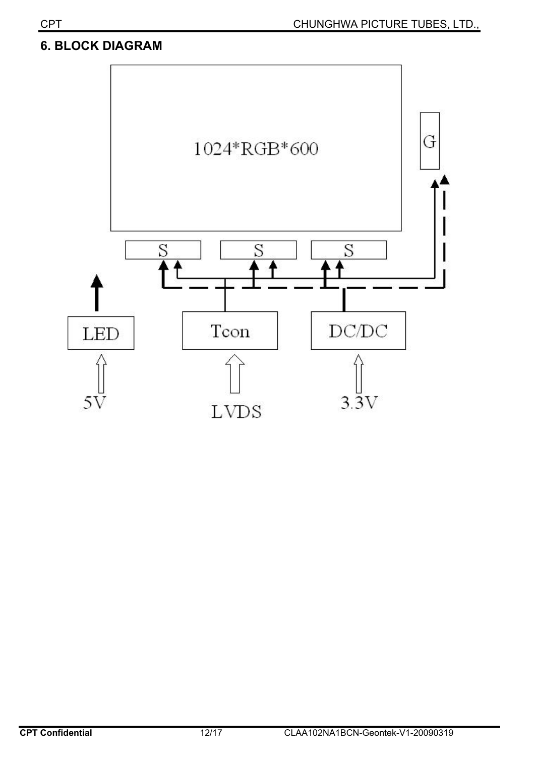## 6. BLOCK DIAGRAM

1024*RGB*600

G

S S S

LED Tcon DC/DC

5V LVDS 3.3V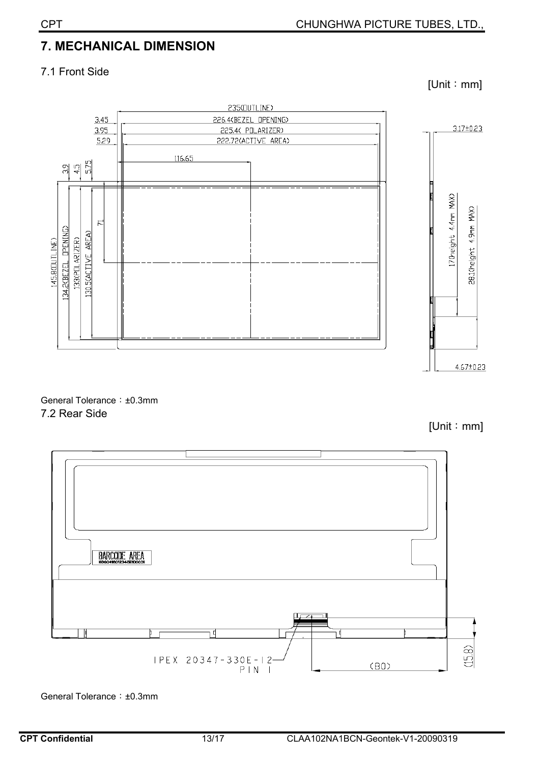## 7. MECHANICAL DIMENSION

### 7.1 Front Side

[Unit：mm]

235(OUTLINE)
3.45 226.4(BEZEL OPENING)
3.95 225.4( POLARIZER)
5.29 222.72(ACTIVE AREA)
116.65
3.9 4.5 5.75
71
145.8(OUTLINE)
134.2(BEZEL OPENING)
133(POLARIZER)
130.5(ACTIVE AREA)
3.17±0.23
17(height 4.4mm MAX)
28.1(height 4.9mm MAX)
4.67±0.23

General Tolerance：±0.3mm

### 7.2 Rear Side

[Unit：mm]

BARCODE AREA
IPEX 20347-330E-12
PIN 1
(80)
(15.8)

General Tolerance：±0.3mm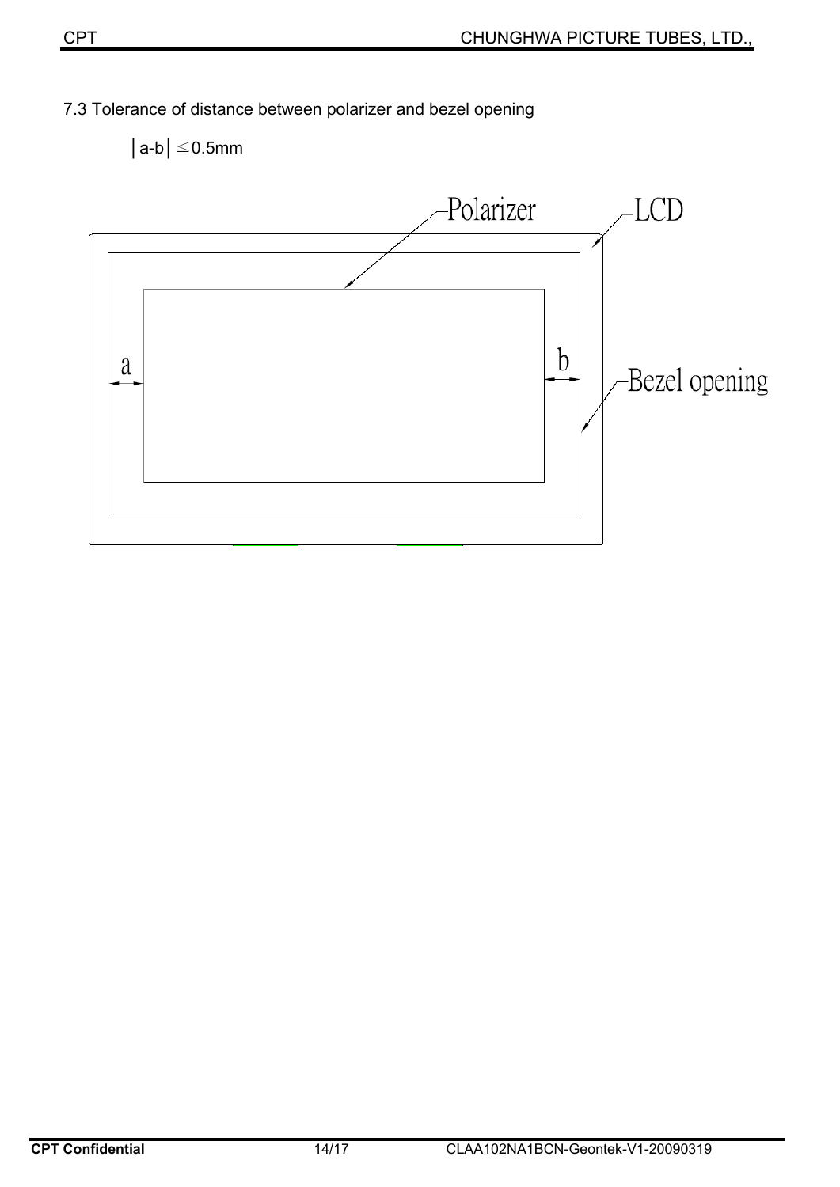7.3 Tolerance of distance between polarizer and bezel opening

$|a\text{-}b| \leqq 0.5\text{mm}$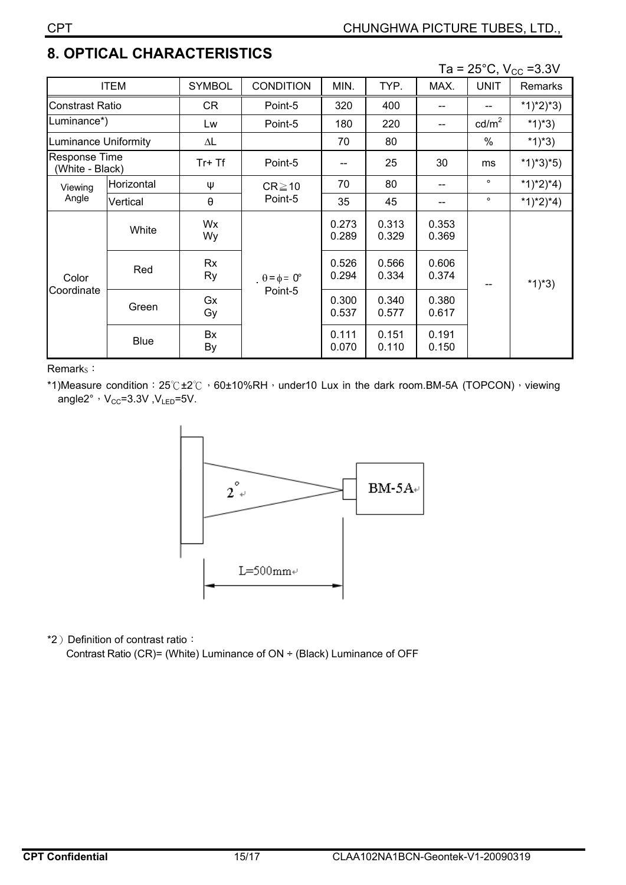## 8. OPTICAL CHARACTERISTICS

Ta = 25°C, $V_{CC}$ =3.3V

| ITEM | | SYMBOL | CONDITION | MIN. | TYP. | MAX. | UNIT | Remarks |
|---|---|---|---|---|---|---|---|---|
| Constrast Ratio | | CR | Point-5 | 320 | 400 | -- | -- | *1)*2)*3) |
| Luminance*) | | Lw | Point-5 | 180 | 220 | -- | cd/m$^2$ | *1)*3) |
| Luminance Uniformity | | ∆L | | 70 | 80 | | % | *1)*3) |
| Response Time (White - Black) | | Tr+ Tf | Point-5 | -- | 25 | 30 | ms | *1)*3)*5) |
| Viewing Angle | Horizontal | ψ | CR≧10 Point-5 | 70 | 80 | -- | ° | *1)*2)*4) |
| | Vertical | θ | | 35 | 45 | -- | ° | *1)*2)*4) |
| Color Coordinate | White | Wx Wy | $\theta=\phi=0°$ Point-5 | 0.273 0.289 | 0.313 0.329 | 0.353 0.369 | -- | *1)*3) |
| | Red | Rx Ry | | 0.526 0.294 | 0.566 0.334 | 0.606 0.374 | | |
| | Green | Gx Gy | | 0.300 0.537 | 0.340 0.577 | 0.380 0.617 | | |
| | Blue | Bx By | | 0.111 0.070 | 0.151 0.110 | 0.191 0.150 | | |

Remarks：

*1)Measure condition：25℃±2℃，60±10%RH，under10 Lux in the dark room.BM-5A (TOPCON)，viewing angle2°，$V_{CC}$=3.3V ,$V_{LED}$=5V.

2°

BM-5A

L=500mm

*2）Definition of contrast ratio：

Contrast Ratio (CR)= (White) Luminance of ON ÷ (Black) Luminance of OFF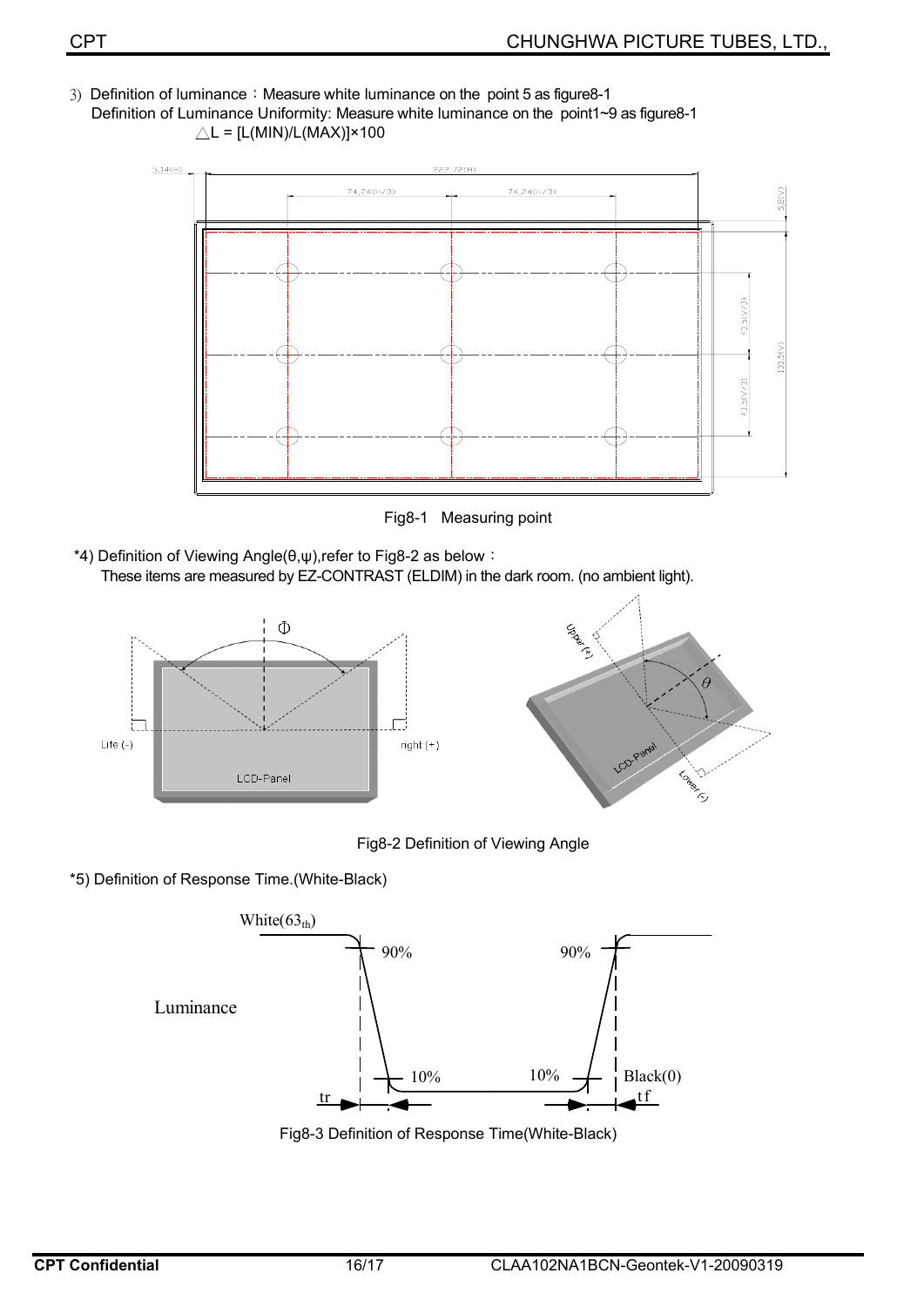3) Definition of luminance：Measure white luminance on the point 5 as figure8-1
Definition of Luminance Uniformity: Measure white luminance on the point1~9 as figure8-1
$\triangle L = [L(MIN)/L(MAX)] \times 100$

Fig8-1 Measuring point

*4) Definition of Viewing Angle(θ,ψ),refer to Fig8-2 as below：
These items are measured by EZ-CONTRAST (ELDIM) in the dark room. (no ambient light).

Fig8-2 Definition of Viewing Angle

*5) Definition of Response Time.(White-Black)

Fig8-3 Definition of Response Time(White-Black)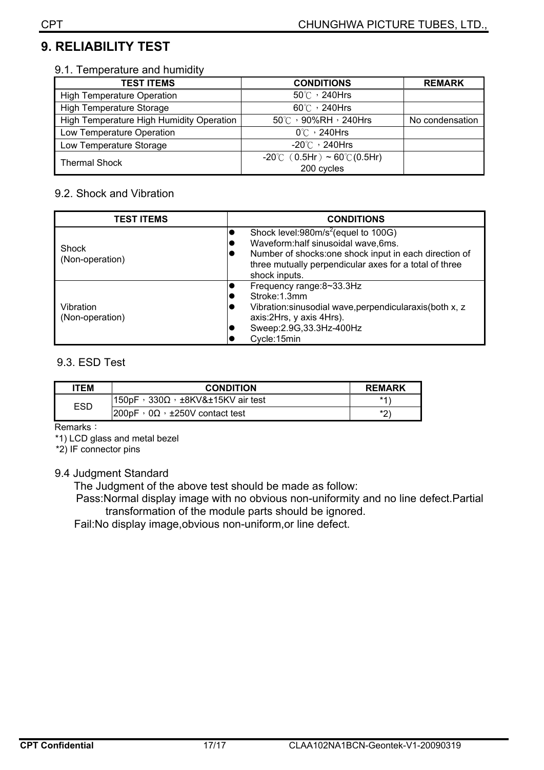# 9. RELIABILITY TEST

## 9.1. Temperature and humidity

| TEST ITEMS | CONDITIONS | REMARK |
|---|---|---|
| High Temperature Operation | 50℃，240Hrs | |
| High Temperature Storage | 60℃，240Hrs | |
| High Temperature High Humidity Operation | 50℃，90%RH，240Hrs | No condensation |
| Low Temperature Operation | 0℃，240Hrs | |
| Low Temperature Storage | -20℃，240Hrs | |
| Thermal Shock | -20℃（0.5Hr）~ 60℃(0.5Hr) 200 cycles | |

## 9.2. Shock and Vibration

| TEST ITEMS | CONDITIONS |
|---|---|
| Shock (Non-operation) | ● Shock level:980m/s$^2$(equel to 100G) <br> ● Waveform:half sinusoidal wave,6ms. <br> ● Number of shocks:one shock input in each direction of three mutually perpendicular axes for a total of three shock inputs. |
| Vibration (Non-operation) | ● Frequency range:8~33.3Hz <br> ● Stroke:1.3mm <br> ● Vibration:sinusodial wave,perpendicularaxis(both x, z axis:2Hrs, y axis 4Hrs). <br> ● Sweep:2.9G,33.3Hz-400Hz <br> ● Cycle:15min |

## 9.3. ESD Test

| ITEM | CONDITION | REMARK |
|---|---|---|
| ESD | 150pF，330Ω，±8KV&±15KV air test | *1) |
| | 200pF，0Ω，±250V contact test | *2) |

Remarks：

*1) LCD glass and metal bezel

*2) IF connector pins

## 9.4 Judgment Standard

The Judgment of the above test should be made as follow:

Pass:Normal display image with no obvious non-uniformity and no line defect.Partial transformation of the module parts should be ignored.

Fail:No display image,obvious non-uniform,or line defect.